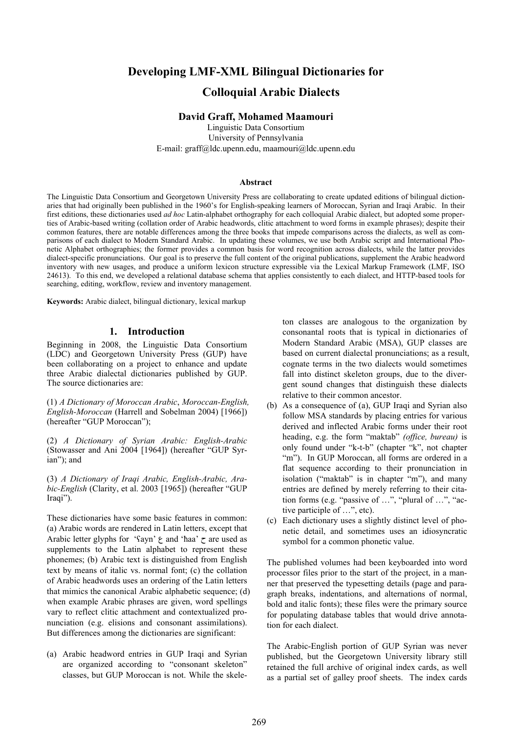# Developing LMF-XML Bilingual Dictionaries for Colloquial Arabic Dialects

**David Graff, Mohamed Maamouri**

Linguistic Data Consortium
University of Pennsylvania
E-mail: graff@ldc.upenn.edu, maamouri@ldc.upenn.edu

### Abstract

The Linguistic Data Consortium and Georgetown University Press are collaborating to create updated editions of bilingual dictionaries that had originally been published in the 1960's for English-speaking learners of Moroccan, Syrian and Iraqi Arabic. In their first editions, these dictionaries used *ad hoc* Latin-alphabet orthography for each colloquial Arabic dialect, but adopted some properties of Arabic-based writing (collation order of Arabic headwords, clitic attachment to word forms in example phrases); despite their common features, there are notable differences among the three books that impede comparisons across the dialects, as well as comparisons of each dialect to Modern Standard Arabic. In updating these volumes, we use both Arabic script and International Phonetic Alphabet orthographies; the former provides a common basis for word recognition across dialects, while the latter provides dialect-specific pronunciations. Our goal is to preserve the full content of the original publications, supplement the Arabic headword inventory with new usages, and produce a uniform lexicon structure expressible via the Lexical Markup Framework (LMF, ISO 24613). To this end, we developed a relational database schema that applies consistently to each dialect, and HTTP-based tools for searching, editing, workflow, review and inventory management.

**Keywords:** Arabic dialect, bilingual dictionary, lexical markup

## 1. Introduction

Beginning in 2008, the Linguistic Data Consortium (LDC) and Georgetown University Press (GUP) have been collaborating on a project to enhance and update three Arabic dialectal dictionaries published by GUP. The source dictionaries are:

(1) *A Dictionary of Moroccan Arabic, Moroccan-English, English-Moroccan* (Harrell and Sobelman 2004) [1966]) (hereafter "GUP Moroccan");

(2) *A Dictionary of Syrian Arabic: English-Arabic* (Stowasser and Ani 2004 [1964]) (hereafter "GUP Syrian"); and

(3) *A Dictionary of Iraqi Arabic, English-Arabic, Arabic-English* (Clarity, et al. 2003 [1965]) (hereafter "GUP Iraqi").

These dictionaries have some basic features in common: (a) Arabic words are rendered in Latin letters, except that Arabic letter glyphs for 'ʕayn' ع and 'ħaa' ح are used as supplements to the Latin alphabet to represent these phonemes; (b) Arabic text is distinguished from English text by means of italic vs. normal font; (c) the collation of Arabic headwords uses an ordering of the Latin letters that mimics the canonical Arabic alphabetic sequence; (d) when example Arabic phrases are given, word spellings vary to reflect clitic attachment and contextualized pronunciation (e.g. elisions and consonant assimilations). But differences among the dictionaries are significant:

(a) Arabic headword entries in GUP Iraqi and Syrian are organized according to "consonant skeleton" classes, but GUP Moroccan is not. While the skeleton classes are analogous to the organization by consonantal roots that is typical in dictionaries of Modern Standard Arabic (MSA), GUP classes are based on current dialectal pronunciations; as a result, cognate terms in the two dialects would sometimes fall into distinct skeleton groups, due to the divergent sound changes that distinguish these dialects relative to their common ancestor.

(b) As a consequence of (a), GUP Iraqi and Syrian also follow MSA standards by placing entries for various derived and inflected Arabic forms under their root heading, e.g. the form "maktab" *(office, bureau)* is only found under "k-t-b" (chapter "k", not chapter "m"). In GUP Moroccan, all forms are ordered in a flat sequence according to their pronunciation in isolation ("maktab" is in chapter "m"), and many entries are defined by merely referring to their citation forms (e.g. "passive of …", "plural of …", "active participle of …", etc).

(c) Each dictionary uses a slightly distinct level of phonetic detail, and sometimes uses an idiosyncratic symbol for a common phonetic value.

The published volumes had been keyboarded into word processor files prior to the start of the project, in a manner that preserved the typesetting details (page and paragraph breaks, indentations, and alternations of normal, bold and italic fonts); these files were the primary source for populating database tables that would drive annotation for each dialect.

The Arabic-English portion of GUP Syrian was never published, but the Georgetown University library still retained the full archive of original index cards, as well as a partial set of galley proof sheets. The index cards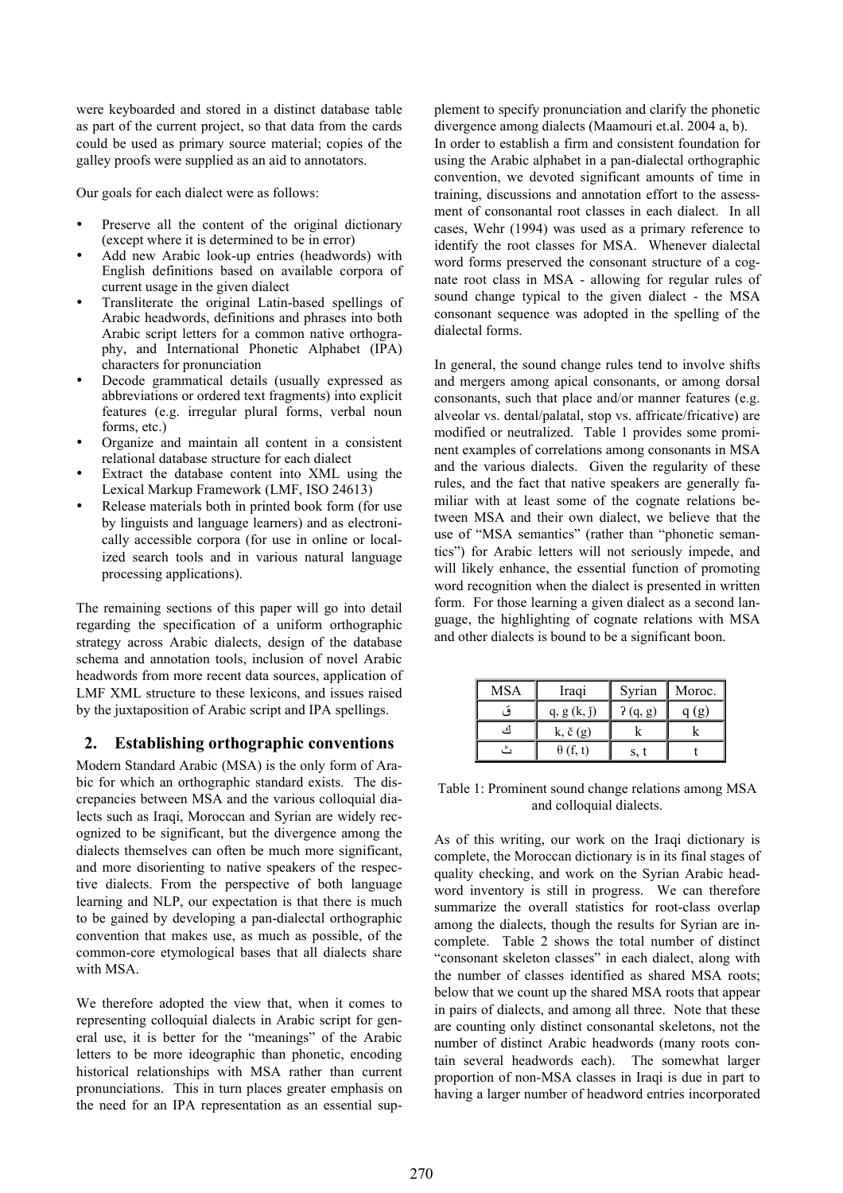were keyboarded and stored in a distinct database table as part of the current project, so that data from the cards could be used as primary source material; copies of the galley proofs were supplied as an aid to annotators.

Our goals for each dialect were as follows:

- Preserve all the content of the original dictionary (except where it is determined to be in error)
- Add new Arabic look-up entries (headwords) with English definitions based on available corpora of current usage in the given dialect
- Transliterate the original Latin-based spellings of Arabic headwords, definitions and phrases into both Arabic script letters for a common native orthography, and International Phonetic Alphabet (IPA) characters for pronunciation
- Decode grammatical details (usually expressed as abbreviations or ordered text fragments) into explicit features (e.g. irregular plural forms, verbal noun forms, etc.)
- Organize and maintain all content in a consistent relational database structure for each dialect
- Extract the database content into XML using the Lexical Markup Framework (LMF, ISO 24613)
- Release materials both in printed book form (for use by linguists and language learners) and as electronically accessible corpora (for use in online or localized search tools and in various natural language processing applications).

The remaining sections of this paper will go into detail regarding the specification of a uniform orthographic strategy across Arabic dialects, design of the database schema and annotation tools, inclusion of novel Arabic headwords from more recent data sources, application of LMF XML structure to these lexicons, and issues raised by the juxtaposition of Arabic script and IPA spellings.

## 2. Establishing orthographic conventions

Modern Standard Arabic (MSA) is the only form of Arabic for which an orthographic standard exists. The discrepancies between MSA and the various colloquial dialects such as Iraqi, Moroccan and Syrian are widely recognized to be significant, but the divergence among the dialects themselves can often be much more significant, and more disorienting to native speakers of the respective dialects. From the perspective of both language learning and NLP, our expectation is that there is much to be gained by developing a pan-dialectal orthographic convention that makes use, as much as possible, of the common-core etymological bases that all dialects share with MSA.

We therefore adopted the view that, when it comes to representing colloquial dialects in Arabic script for general use, it is better for the "meanings" of the Arabic letters to be more ideographic than phonetic, encoding historical relationships with MSA rather than current pronunciations. This in turn places greater emphasis on the need for an IPA representation as an essential supplement to specify pronunciation and clarify the phonetic divergence among dialects (Maamouri et.al. 2004 a, b).

In order to establish a firm and consistent foundation for using the Arabic alphabet in a pan-dialectal orthographic convention, we devoted significant amounts of time in training, discussions and annotation effort to the assessment of consonantal root classes in each dialect. In all cases, Wehr (1994) was used as a primary reference to identify the root classes for MSA. Whenever dialectal word forms preserved the consonant structure of a cognate root class in MSA - allowing for regular rules of sound change typical to the given dialect - the MSA consonant sequence was adopted in the spelling of the dialectal forms.

In general, the sound change rules tend to involve shifts and mergers among apical consonants, or among dorsal consonants, such that place and/or manner features (e.g. alveolar vs. dental/palatal, stop vs. affricate/fricative) are modified or neutralized. Table 1 provides some prominent examples of correlations among consonants in MSA and the various dialects. Given the regularity of these rules, and the fact that native speakers are generally familiar with at least some of the cognate relations between MSA and their own dialect, we believe that the use of "MSA semantics" (rather than "phonetic semantics") for Arabic letters will not seriously impede, and will likely enhance, the essential function of promoting word recognition when the dialect is presented in written form. For those learning a given dialect as a second language, the highlighting of cognate relations with MSA and other dialects is bound to be a significant boon.

| MSA | Iraqi | Syrian | Moroc. |
|---|---|---|---|
| ق | q, g (k, ǰ) | ʔ (q, g) | q (g) |
| ك | k, č (g) | k | k |
| ث | θ (f, t) | s, t | t |

Table 1: Prominent sound change relations among MSA and colloquial dialects.

As of this writing, our work on the Iraqi dictionary is complete, the Moroccan dictionary is in its final stages of quality checking, and work on the Syrian Arabic headword inventory is still in progress. We can therefore summarize the overall statistics for root-class overlap among the dialects, though the results for Syrian are incomplete. Table 2 shows the total number of distinct "consonant skeleton classes" in each dialect, along with the number of classes identified as shared MSA roots; below that we count up the shared MSA roots that appear in pairs of dialects, and among all three. Note that these are counting only distinct consonantal skeletons, not the number of distinct Arabic headwords (many roots contain several headwords each). The somewhat larger proportion of non-MSA classes in Iraqi is due in part to having a larger number of headword entries incorporated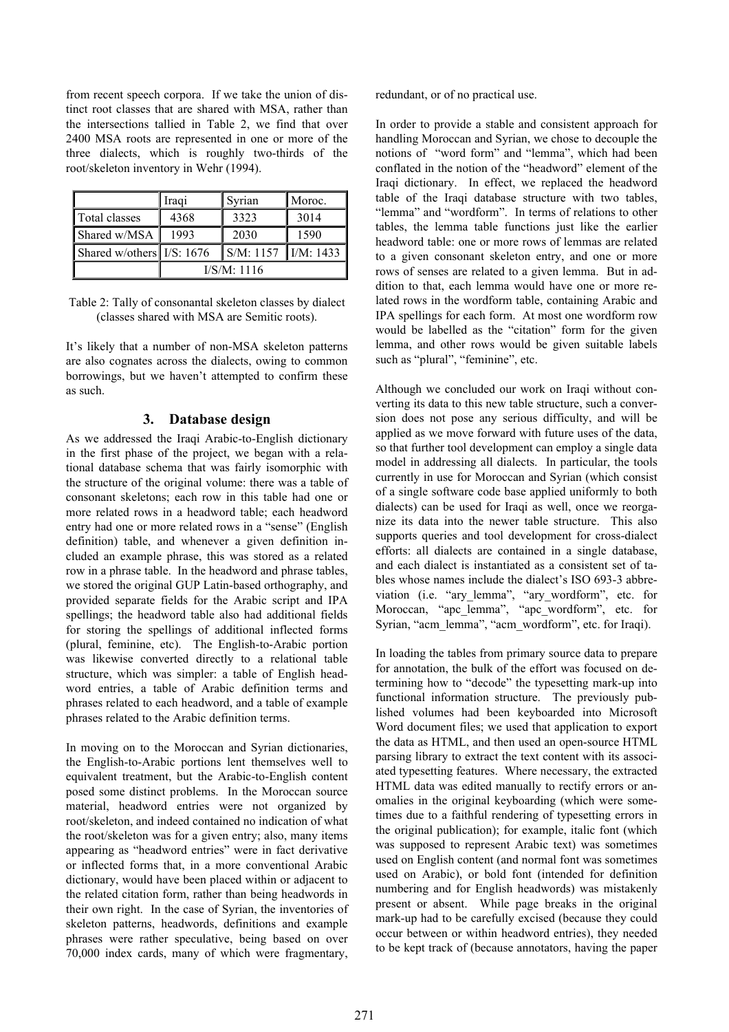from recent speech corpora. If we take the union of distinct root classes that are shared with MSA, rather than the intersections tallied in Table 2, we find that over 2400 MSA roots are represented in one or more of the three dialects, which is roughly two-thirds of the root/skeleton inventory in Wehr (1994).

| | Iraqi | Syrian | Moroc. |
|---|---|---|---|
| Total classes | 4368 | 3323 | 3014 |
| Shared w/MSA | 1993 | 2030 | 1590 |
| Shared w/others | I/S: 1676 | S/M: 1157 | I/M: 1433 |
| | I/S/M: 1116 | | |

Table 2: Tally of consonantal skeleton classes by dialect (classes shared with MSA are Semitic roots).

It's likely that a number of non-MSA skeleton patterns are also cognates across the dialects, owing to common borrowings, but we haven't attempted to confirm these as such.

## 3. Database design

As we addressed the Iraqi Arabic-to-English dictionary in the first phase of the project, we began with a relational database schema that was fairly isomorphic with the structure of the original volume: there was a table of consonant skeletons; each row in this table had one or more related rows in a headword table; each headword entry had one or more related rows in a "sense" (English definition) table, and whenever a given definition included an example phrase, this was stored as a related row in a phrase table. In the headword and phrase tables, we stored the original GUP Latin-based orthography, and provided separate fields for the Arabic script and IPA spellings; the headword table also had additional fields for storing the spellings of additional inflected forms (plural, feminine, etc). The English-to-Arabic portion was likewise converted directly to a relational table structure, which was simpler: a table of English headword entries, a table of Arabic definition terms and phrases related to each headword, and a table of example phrases related to the Arabic definition terms.

In moving on to the Moroccan and Syrian dictionaries, the English-to-Arabic portions lent themselves well to equivalent treatment, but the Arabic-to-English content posed some distinct problems. In the Moroccan source material, headword entries were not organized by root/skeleton, and indeed contained no indication of what the root/skeleton was for a given entry; also, many items appearing as "headword entries" were in fact derivative or inflected forms that, in a more conventional Arabic dictionary, would have been placed within or adjacent to the related citation form, rather than being headwords in their own right. In the case of Syrian, the inventories of skeleton patterns, headwords, definitions and example phrases were rather speculative, being based on over 70,000 index cards, many of which were fragmentary, redundant, or of no practical use.

In order to provide a stable and consistent approach for handling Moroccan and Syrian, we chose to decouple the notions of "word form" and "lemma", which had been conflated in the notion of the "headword" element of the Iraqi dictionary. In effect, we replaced the headword table of the Iraqi database structure with two tables, "lemma" and "wordform". In terms of relations to other tables, the lemma table functions just like the earlier headword table: one or more rows of lemmas are related to a given consonant skeleton entry, and one or more rows of senses are related to a given lemma. But in addition to that, each lemma would have one or more related rows in the wordform table, containing Arabic and IPA spellings for each form. At most one wordform row would be labelled as the "citation" form for the given lemma, and other rows would be given suitable labels such as "plural", "feminine", etc.

Although we concluded our work on Iraqi without converting its data to this new table structure, such a conversion does not pose any serious difficulty, and will be applied as we move forward with future uses of the data, so that further tool development can employ a single data model in addressing all dialects. In particular, the tools currently in use for Moroccan and Syrian (which consist of a single software code base applied uniformly to both dialects) can be used for Iraqi as well, once we reorganize its data into the newer table structure. This also supports queries and tool development for cross-dialect efforts: all dialects are contained in a single database, and each dialect is instantiated as a consistent set of tables whose names include the dialect's ISO 693-3 abbreviation (i.e. "ary_lemma", "ary_wordform", etc. for Moroccan, "apc_lemma", "apc_wordform", etc. for Syrian, "acm_lemma", "acm_wordform", etc. for Iraqi).

In loading the tables from primary source data to prepare for annotation, the bulk of the effort was focused on determining how to "decode" the typesetting mark-up into functional information structure. The previously published volumes had been keyboarded into Microsoft Word document files; we used that application to export the data as HTML, and then used an open-source HTML parsing library to extract the text content with its associated typesetting features. Where necessary, the extracted HTML data was edited manually to rectify errors or anomalies in the original keyboarding (which were sometimes due to a faithful rendering of typesetting errors in the original publication); for example, italic font (which was supposed to represent Arabic text) was sometimes used on English content (and normal font was sometimes used on Arabic), or bold font (intended for definition numbering and for English headwords) was mistakenly present or absent. While page breaks in the original mark-up had to be carefully excised (because they could occur between or within headword entries), they needed to be kept track of (because annotators, having the paper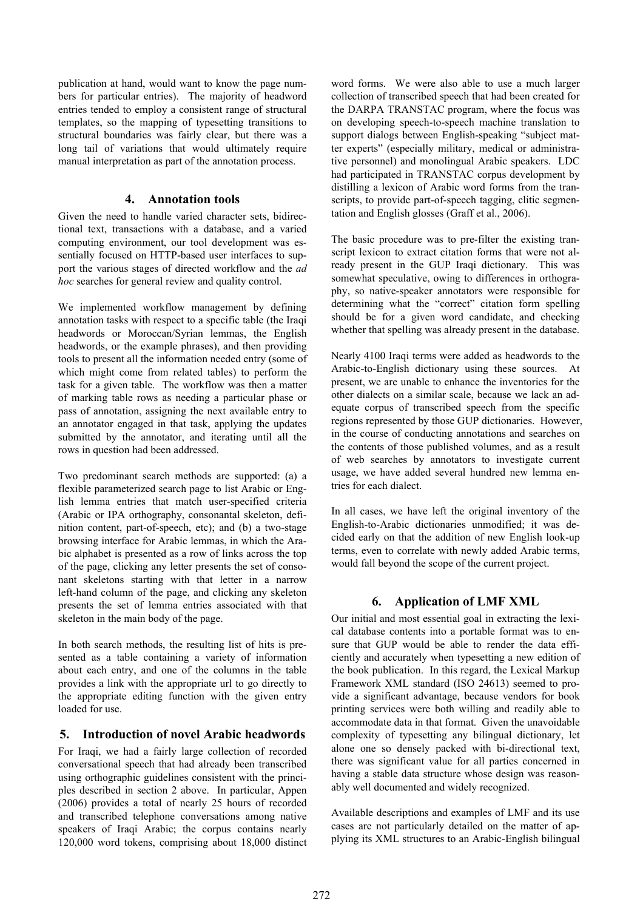publication at hand, would want to know the page numbers for particular entries). The majority of headword entries tended to employ a consistent range of structural templates, so the mapping of typesetting transitions to structural boundaries was fairly clear, but there was a long tail of variations that would ultimately require manual interpretation as part of the annotation process.

## 4. Annotation tools

Given the need to handle varied character sets, bidirectional text, transactions with a database, and a varied computing environment, our tool development was essentially focused on HTTP-based user interfaces to support the various stages of directed workflow and the *ad hoc* searches for general review and quality control.

We implemented workflow management by defining annotation tasks with respect to a specific table (the Iraqi headwords or Moroccan/Syrian lemmas, the English headwords, or the example phrases), and then providing tools to present all the information needed entry (some of which might come from related tables) to perform the task for a given table. The workflow was then a matter of marking table rows as needing a particular phase or pass of annotation, assigning the next available entry to an annotator engaged in that task, applying the updates submitted by the annotator, and iterating until all the rows in question had been addressed.

Two predominant search methods are supported: (a) a flexible parameterized search page to list Arabic or English lemma entries that match user-specified criteria (Arabic or IPA orthography, consonantal skeleton, definition content, part-of-speech, etc); and (b) a two-stage browsing interface for Arabic lemmas, in which the Arabic alphabet is presented as a row of links across the top of the page, clicking any letter presents the set of consonant skeletons starting with that letter in a narrow left-hand column of the page, and clicking any skeleton presents the set of lemma entries associated with that skeleton in the main body of the page.

In both search methods, the resulting list of hits is presented as a table containing a variety of information about each entry, and one of the columns in the table provides a link with the appropriate url to go directly to the appropriate editing function with the given entry loaded for use.

## 5. Introduction of novel Arabic headwords

For Iraqi, we had a fairly large collection of recorded conversational speech that had already been transcribed using orthographic guidelines consistent with the principles described in section 2 above. In particular, Appen (2006) provides a total of nearly 25 hours of recorded and transcribed telephone conversations among native speakers of Iraqi Arabic; the corpus contains nearly 120,000 word tokens, comprising about 18,000 distinct word forms. We were also able to use a much larger collection of transcribed speech that had been created for the DARPA TRANSTAC program, where the focus was on developing speech-to-speech machine translation to support dialogs between English-speaking "subject matter experts" (especially military, medical or administrative personnel) and monolingual Arabic speakers. LDC had participated in TRANSTAC corpus development by distilling a lexicon of Arabic word forms from the transcripts, to provide part-of-speech tagging, clitic segmentation and English glosses (Graff et al., 2006).

The basic procedure was to pre-filter the existing transcript lexicon to extract citation forms that were not already present in the GUP Iraqi dictionary. This was somewhat speculative, owing to differences in orthography, so native-speaker annotators were responsible for determining what the "correct" citation form spelling should be for a given word candidate, and checking whether that spelling was already present in the database.

Nearly 4100 Iraqi terms were added as headwords to the Arabic-to-English dictionary using these sources. At present, we are unable to enhance the inventories for the other dialects on a similar scale, because we lack an adequate corpus of transcribed speech from the specific regions represented by those GUP dictionaries. However, in the course of conducting annotations and searches on the contents of those published volumes, and as a result of web searches by annotators to investigate current usage, we have added several hundred new lemma entries for each dialect.

In all cases, we have left the original inventory of the English-to-Arabic dictionaries unmodified; it was decided early on that the addition of new English look-up terms, even to correlate with newly added Arabic terms, would fall beyond the scope of the current project.

## 6. Application of LMF XML

Our initial and most essential goal in extracting the lexical database contents into a portable format was to ensure that GUP would be able to render the data efficiently and accurately when typesetting a new edition of the book publication. In this regard, the Lexical Markup Framework XML standard (ISO 24613) seemed to provide a significant advantage, because vendors for book printing services were both willing and readily able to accommodate data in that format. Given the unavoidable complexity of typesetting any bilingual dictionary, let alone one so densely packed with bi-directional text, there was significant value for all parties concerned in having a stable data structure whose design was reasonably well documented and widely recognized.

Available descriptions and examples of LMF and its use cases are not particularly detailed on the matter of applying its XML structures to an Arabic-English bilingual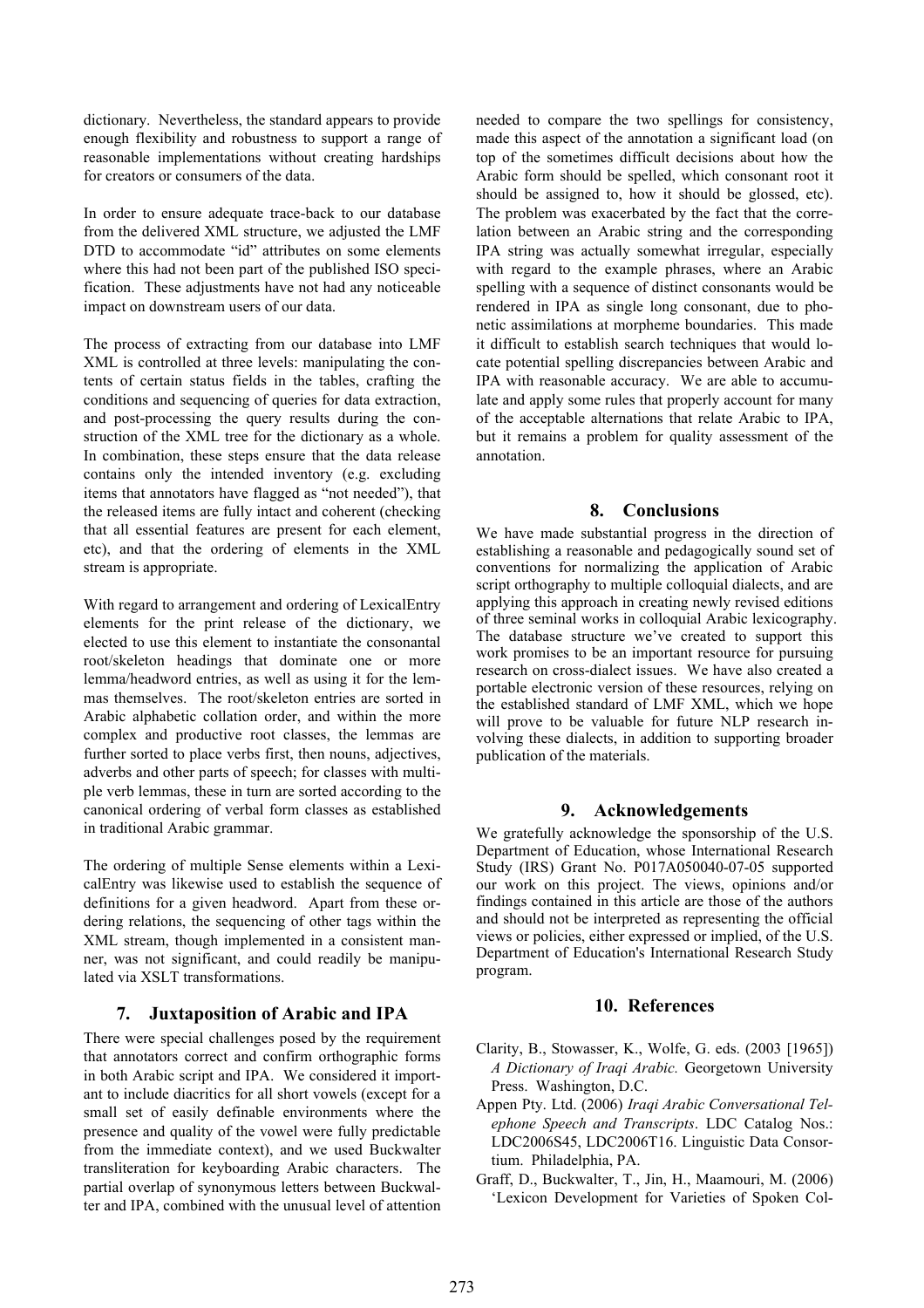dictionary. Nevertheless, the standard appears to provide enough flexibility and robustness to support a range of reasonable implementations without creating hardships for creators or consumers of the data.

In order to ensure adequate trace-back to our database from the delivered XML structure, we adjusted the LMF DTD to accommodate "id" attributes on some elements where this had not been part of the published ISO specification. These adjustments have not had any noticeable impact on downstream users of our data.

The process of extracting from our database into LMF XML is controlled at three levels: manipulating the contents of certain status fields in the tables, crafting the conditions and sequencing of queries for data extraction, and post-processing the query results during the construction of the XML tree for the dictionary as a whole. In combination, these steps ensure that the data release contains only the intended inventory (e.g. excluding items that annotators have flagged as "not needed"), that the released items are fully intact and coherent (checking that all essential features are present for each element, etc), and that the ordering of elements in the XML stream is appropriate.

With regard to arrangement and ordering of LexicalEntry elements for the print release of the dictionary, we elected to use this element to instantiate the consonantal root/skeleton headings that dominate one or more lemma/headword entries, as well as using it for the lemmas themselves. The root/skeleton entries are sorted in Arabic alphabetic collation order, and within the more complex and productive root classes, the lemmas are further sorted to place verbs first, then nouns, adjectives, adverbs and other parts of speech; for classes with multiple verb lemmas, these in turn are sorted according to the canonical ordering of verbal form classes as established in traditional Arabic grammar.

The ordering of multiple Sense elements within a LexicalEntry was likewise used to establish the sequence of definitions for a given headword. Apart from these ordering relations, the sequencing of other tags within the XML stream, though implemented in a consistent manner, was not significant, and could readily be manipulated via XSLT transformations.

## 7. Juxtaposition of Arabic and IPA

There were special challenges posed by the requirement that annotators correct and confirm orthographic forms in both Arabic script and IPA. We considered it important to include diacritics for all short vowels (except for a small set of easily definable environments where the presence and quality of the vowel were fully predictable from the immediate context), and we used Buckwalter transliteration for keyboarding Arabic characters. The partial overlap of synonymous letters between Buckwalter and IPA, combined with the unusual level of attention needed to compare the two spellings for consistency, made this aspect of the annotation a significant load (on top of the sometimes difficult decisions about how the Arabic form should be spelled, which consonant root it should be assigned to, how it should be glossed, etc). The problem was exacerbated by the fact that the correlation between an Arabic string and the corresponding IPA string was actually somewhat irregular, especially with regard to the example phrases, where an Arabic spelling with a sequence of distinct consonants would be rendered in IPA as single long consonant, due to phonetic assimilations at morpheme boundaries. This made it difficult to establish search techniques that would locate potential spelling discrepancies between Arabic and IPA with reasonable accuracy. We are able to accumulate and apply some rules that properly account for many of the acceptable alternations that relate Arabic to IPA, but it remains a problem for quality assessment of the annotation.

## 8. Conclusions

We have made substantial progress in the direction of establishing a reasonable and pedagogically sound set of conventions for normalizing the application of Arabic script orthography to multiple colloquial dialects, and are applying this approach in creating newly revised editions of three seminal works in colloquial Arabic lexicography. The database structure we've created to support this work promises to be an important resource for pursuing research on cross-dialect issues. We have also created a portable electronic version of these resources, relying on the established standard of LMF XML, which we hope will prove to be valuable for future NLP research involving these dialects, in addition to supporting broader publication of the materials.

## 9. Acknowledgements

We gratefully acknowledge the sponsorship of the U.S. Department of Education, whose International Research Study (IRS) Grant No. P017A050040-07-05 supported our work on this project. The views, opinions and/or findings contained in this article are those of the authors and should not be interpreted as representing the official views or policies, either expressed or implied, of the U.S. Department of Education's International Research Study program.

## 10. References

Clarity, B., Stowasser, K., Wolfe, G. eds. (2003 [1965]) *A Dictionary of Iraqi Arabic.* Georgetown University Press. Washington, D.C.

Appen Pty. Ltd. (2006) *Iraqi Arabic Conversational Telephone Speech and Transcripts*. LDC Catalog Nos.: LDC2006S45, LDC2006T16. Linguistic Data Consortium. Philadelphia, PA.

Graff, D., Buckwalter, T., Jin, H., Maamouri, M. (2006) 'Lexicon Development for Varieties of Spoken Col-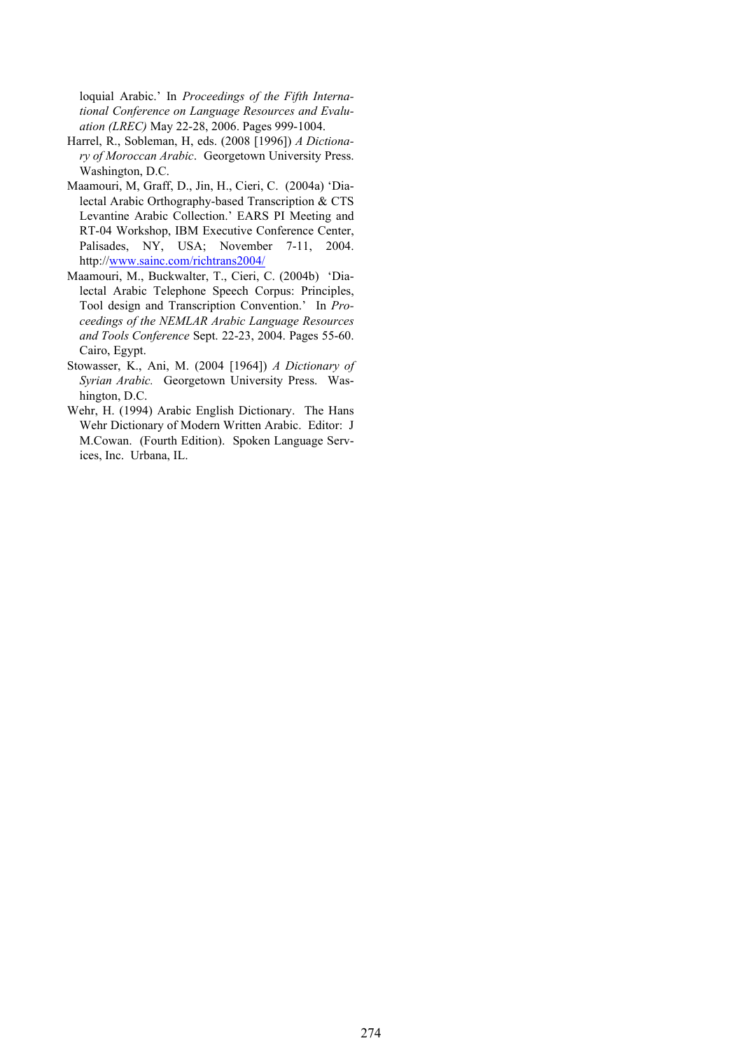loquial Arabic.' In *Proceedings of the Fifth International Conference on Language Resources and Evaluation (LREC)* May 22-28, 2006. Pages 999-1004.

Harrel, R., Sobleman, H, eds. (2008 [1996]) *A Dictionary of Moroccan Arabic*. Georgetown University Press. Washington, D.C.

Maamouri, M, Graff, D., Jin, H., Cieri, C. (2004a) 'Dialectal Arabic Orthography-based Transcription & CTS Levantine Arabic Collection.' EARS PI Meeting and RT-04 Workshop, IBM Executive Conference Center, Palisades, NY, USA; November 7-11, 2004. http://www.sainc.com/richtrans2004/

Maamouri, M., Buckwalter, T., Cieri, C. (2004b) 'Dialectal Arabic Telephone Speech Corpus: Principles, Tool design and Transcription Convention.' In *Proceedings of the NEMLAR Arabic Language Resources and Tools Conference* Sept. 22-23, 2004. Pages 55-60. Cairo, Egypt.

Stowasser, K., Ani, M. (2004 [1964]) *A Dictionary of Syrian Arabic.* Georgetown University Press. Washington, D.C.

Wehr, H. (1994) Arabic English Dictionary. The Hans Wehr Dictionary of Modern Written Arabic. Editor: J M.Cowan. (Fourth Edition). Spoken Language Services, Inc. Urbana, IL.